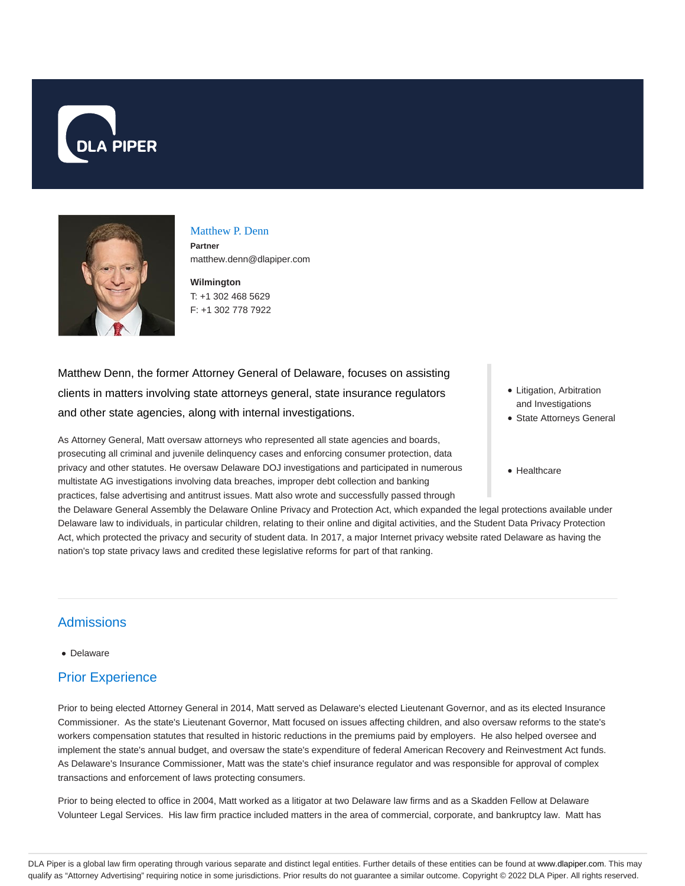# Matthew P. Denn

**Partner**
matthew.denn@dlapiper.com

**Wilmington**
T: +1 302 468 5629
F: +1 302 778 7922

Matthew Denn, the former Attorney General of Delaware, focuses on assisting clients in matters involving state attorneys general, state insurance regulators and other state agencies, along with internal investigations.

- Litigation, Arbitration and Investigations
- State Attorneys General
- Healthcare

As Attorney General, Matt oversaw attorneys who represented all state agencies and boards, prosecuting all criminal and juvenile delinquency cases and enforcing consumer protection, data privacy and other statutes. He oversaw Delaware DOJ investigations and participated in numerous multistate AG investigations involving data breaches, improper debt collection and banking practices, false advertising and antitrust issues. Matt also wrote and successfully passed through the Delaware General Assembly the Delaware Online Privacy and Protection Act, which expanded the legal protections available under Delaware law to individuals, in particular children, relating to their online and digital activities, and the Student Data Privacy Protection Act, which protected the privacy and security of student data. In 2017, a major Internet privacy website rated Delaware as having the nation's top state privacy laws and credited these legislative reforms for part of that ranking.

## Admissions

- Delaware

## Prior Experience

Prior to being elected Attorney General in 2014, Matt served as Delaware's elected Lieutenant Governor, and as its elected Insurance Commissioner. As the state's Lieutenant Governor, Matt focused on issues affecting children, and also oversaw reforms to the state's workers compensation statutes that resulted in historic reductions in the premiums paid by employers. He also helped oversee and implement the state's annual budget, and oversaw the state's expenditure of federal American Recovery and Reinvestment Act funds. As Delaware's Insurance Commissioner, Matt was the state's chief insurance regulator and was responsible for approval of complex transactions and enforcement of laws protecting consumers.

Prior to being elected to office in 2004, Matt worked as a litigator at two Delaware law firms and as a Skadden Fellow at Delaware Volunteer Legal Services. His law firm practice included matters in the area of commercial, corporate, and bankruptcy law. Matt has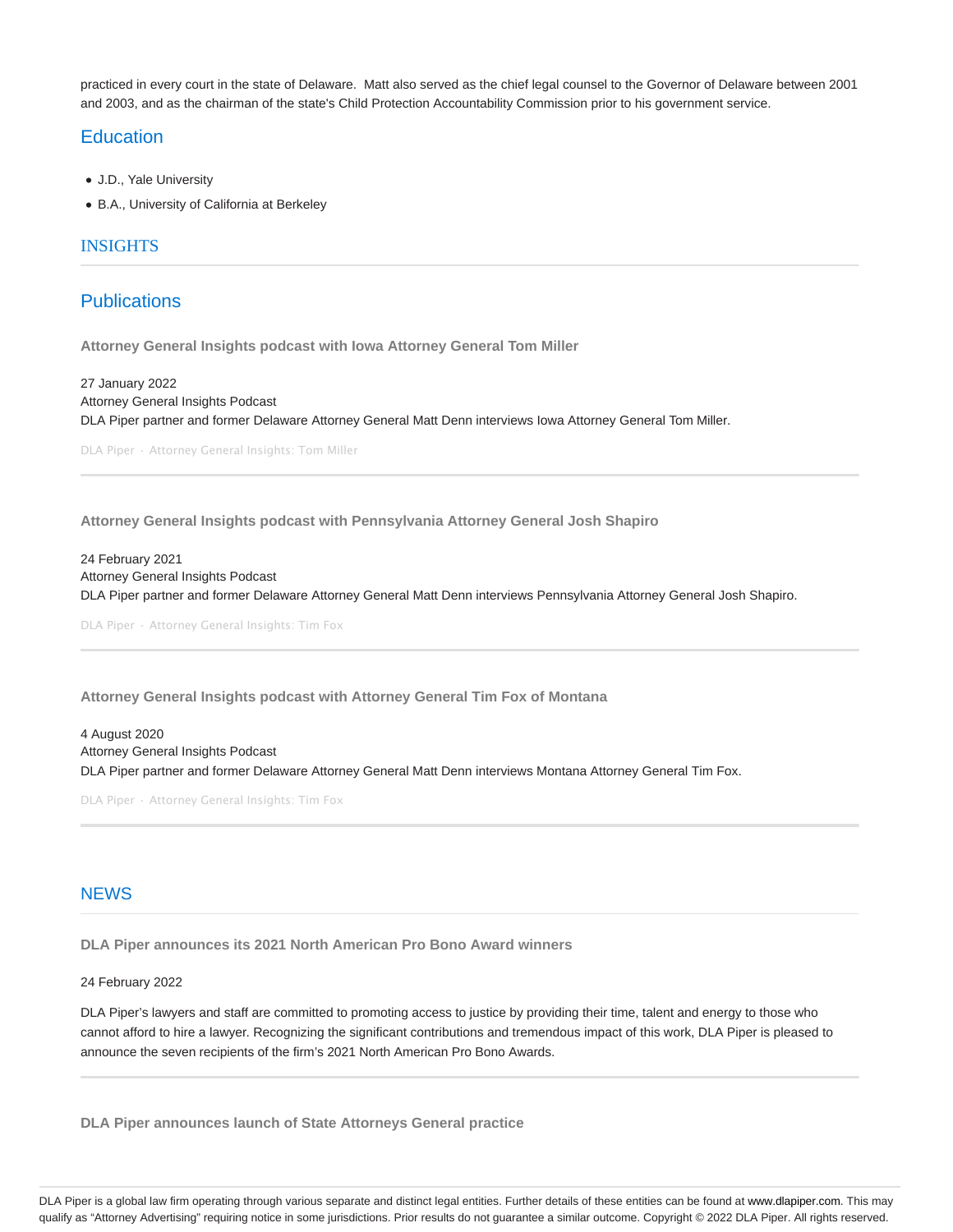practiced in every court in the state of Delaware.  Matt also served as the chief legal counsel to the Governor of Delaware between 2001 and 2003, and as the chairman of the state's Child Protection Accountability Commission prior to his government service.

## Education

- J.D., Yale University
- B.A., University of California at Berkeley

## INSIGHTS

## Publications

**Attorney General Insights podcast with Iowa Attorney General Tom Miller**

27 January 2022
Attorney General Insights Podcast
DLA Piper partner and former Delaware Attorney General Matt Denn interviews Iowa Attorney General Tom Miller.

DLA Piper · Attorney General Insights: Tom Miller

---

**Attorney General Insights podcast with Pennsylvania Attorney General Josh Shapiro**

24 February 2021
Attorney General Insights Podcast
DLA Piper partner and former Delaware Attorney General Matt Denn interviews Pennsylvania Attorney General Josh Shapiro.

DLA Piper · Attorney General Insights: Tim Fox

---

**Attorney General Insights podcast with Attorney General Tim Fox of Montana**

4 August 2020
Attorney General Insights Podcast
DLA Piper partner and former Delaware Attorney General Matt Denn interviews Montana Attorney General Tim Fox.

DLA Piper · Attorney General Insights: Tim Fox

---

## NEWS

**DLA Piper announces its 2021 North American Pro Bono Award winners**

24 February 2022

DLA Piper's lawyers and staff are committed to promoting access to justice by providing their time, talent and energy to those who cannot afford to hire a lawyer. Recognizing the significant contributions and tremendous impact of this work, DLA Piper is pleased to announce the seven recipients of the firm's 2021 North American Pro Bono Awards.

---

**DLA Piper announces launch of State Attorneys General practice**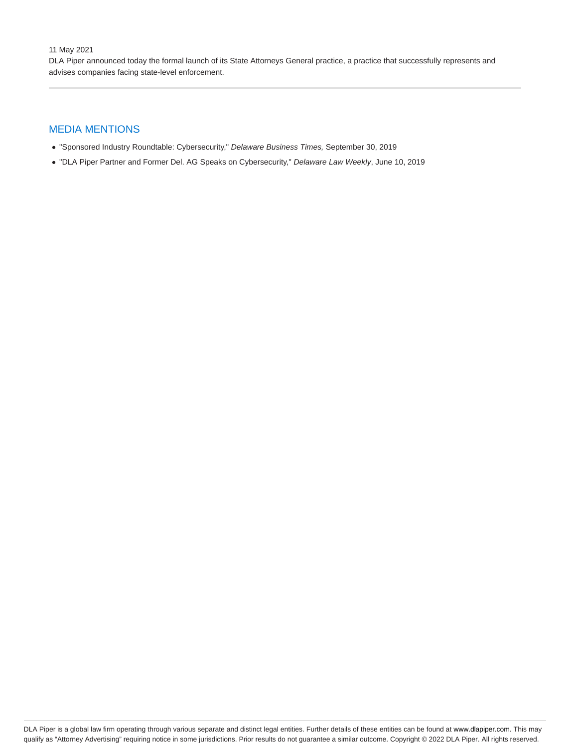11 May 2021

DLA Piper announced today the formal launch of its State Attorneys General practice, a practice that successfully represents and advises companies facing state-level enforcement.

---

## MEDIA MENTIONS

- "Sponsored Industry Roundtable: Cybersecurity," *Delaware Business Times,* September 30, 2019
- "DLA Piper Partner and Former Del. AG Speaks on Cybersecurity," *Delaware Law Weekly*, June 10, 2019